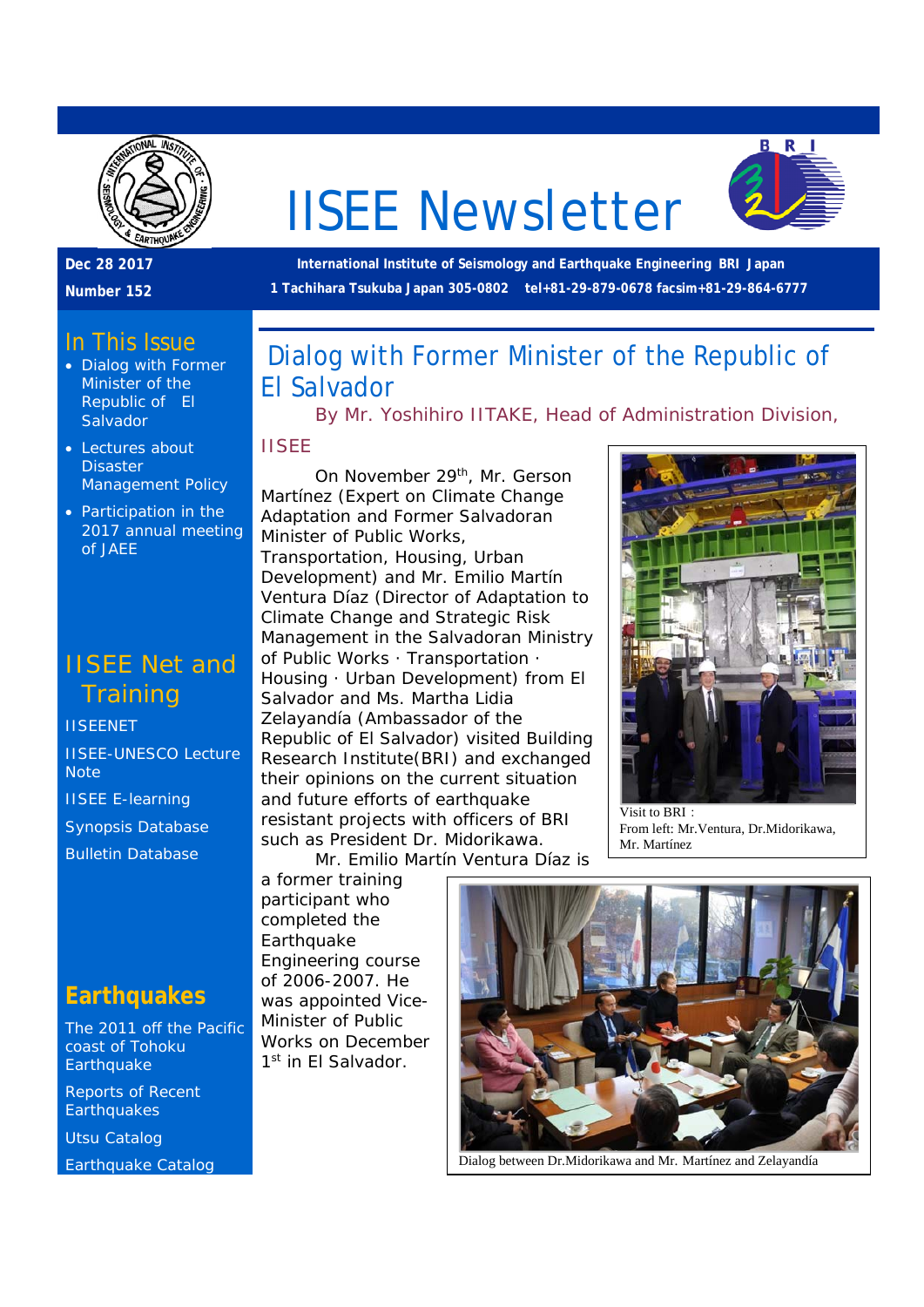# IISEE Newsletter

**Dec 28 2017**

**Number 152**

**International Institute of Seismology and Earthquake Engineering BRI Japan**

**1 Tachihara Tsukuba Japan 305-0802 tel+81-29-879-0678 facsim+81-29-864-6777**

## In This Issue

- Dialog with Former Minister of the Republic of El Salvador
- Lectures about Disaster Management Policy
- Participation in the 2017 annual meeting of JAEE

## IISEE Net and Training

IISEENET

IISEE-UNESCO Lecture Note

IISEE E-learning

Synopsis Database

Bulletin Database

## Earthquakes

The 2011 off the Pacific coast of Tohoku Earthquake

Reports of Recent Earthquakes

Utsu Catalog

Earthquake Catalog

# Dialog with Former Minister of the Republic of El Salvador

By Mr. Yoshihiro IITAKE, Head of Administration Division, IISEE

On November 29th, Mr. Gerson Martínez (Expert on Climate Change Adaptation and Former Salvadoran Minister of Public Works, Transportation, Housing, Urban Development) and Mr. Emilio Martín Ventura Díaz (Director of Adaptation to Climate Change and Strategic Risk Management in the Salvadoran Ministry of Public Works · Transportation · Housing · Urban Development) from El Salvador and Ms. Martha Lidia Zelayandía (Ambassador of the Republic of El Salvador) visited Building Research Institute(BRI) and exchanged their opinions on the current situation and future efforts of earthquake resistant projects with officers of BRI such as President Dr. Midorikawa.

Mr. Emilio Martín Ventura Díaz is a former training participant who completed the Earthquake Engineering course of 2006-2007. He was appointed Vice-Minister of Public Works on December 1st in El Salvador.

Visit to BRI：
From left: Mr.Ventura, Dr.Midorikawa, Mr. Martínez

Dialog between Dr.Midorikawa and Mr. Martínez and Zelayandía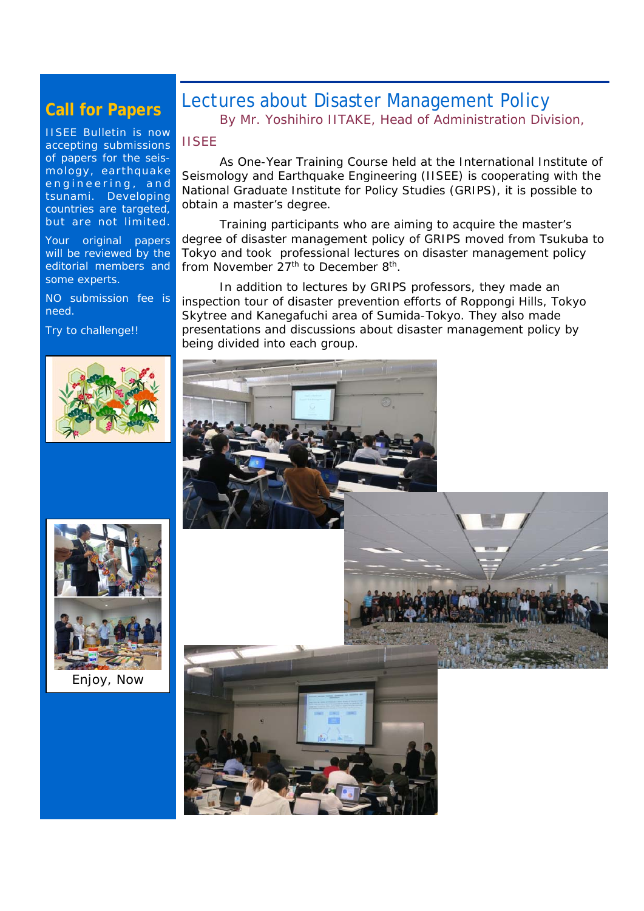## Call for Papers

IISEE Bulletin is now accepting submissions of papers for the seismology, earthquake engineering, and tsunami. Developing countries are targeted, but are not limited.

Your original papers will be reviewed by the editorial members and some experts.

NO submission fee is need.

Try to challenge!!

Enjoy, Now

# Lectures about Disaster Management Policy

By Mr. Yoshihiro IITAKE, Head of Administration Division, IISEE

As One-Year Training Course held at the International Institute of Seismology and Earthquake Engineering (IISEE) is cooperating with the National Graduate Institute for Policy Studies (GRIPS), it is possible to obtain a master's degree.

Training participants who are aiming to acquire the master's degree of disaster management policy of GRIPS moved from Tsukuba to Tokyo and took professional lectures on disaster management policy from November 27th to December 8th.

In addition to lectures by GRIPS professors, they made an inspection tour of disaster prevention efforts of Roppongi Hills, Tokyo Skytree and Kanegafuchi area of Sumida-Tokyo. They also made presentations and discussions about disaster management policy by being divided into each group.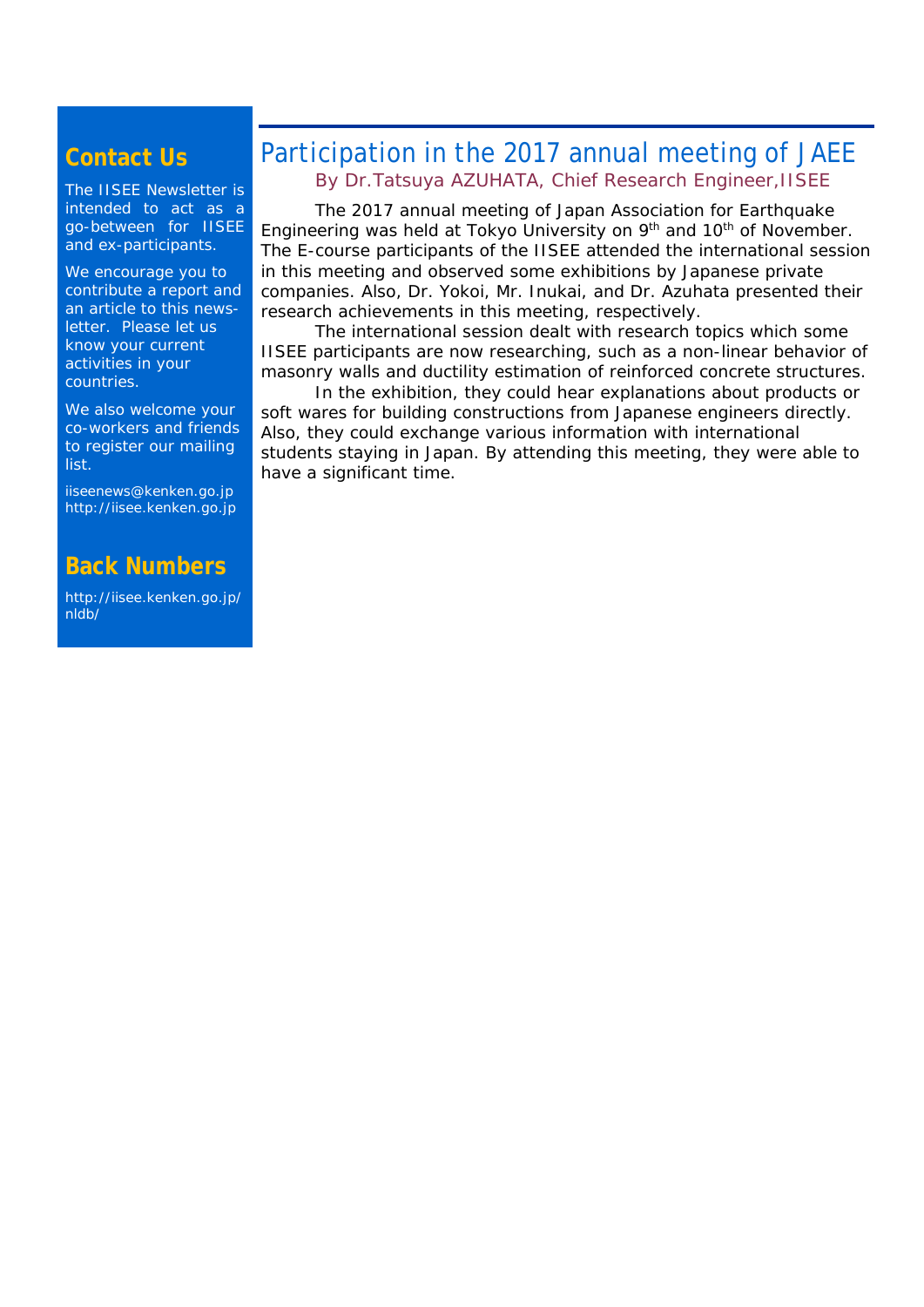## Contact Us

The IISEE Newsletter is intended to act as a go-between for IISEE and ex-participants.

We encourage you to contribute a report and an article to this news-letter. Please let us know your current activities in your countries.

We also welcome your co-workers and friends to register our mailing list.

iiseenews@kenken.go.jp
http://iisee.kenken.go.jp

## Back Numbers

http://iisee.kenken.go.jp/nldb/

# Participation in the 2017 annual meeting of JAEE

By Dr.Tatsuya AZUHATA, Chief Research Engineer,IISEE

The 2017 annual meeting of Japan Association for Earthquake Engineering was held at Tokyo University on 9th and 10th of November. The E-course participants of the IISEE attended the international session in this meeting and observed some exhibitions by Japanese private companies. Also, Dr. Yokoi, Mr. Inukai, and Dr. Azuhata presented their research achievements in this meeting, respectively.

The international session dealt with research topics which some IISEE participants are now researching, such as a non-linear behavior of masonry walls and ductility estimation of reinforced concrete structures.

In the exhibition, they could hear explanations about products or soft wares for building constructions from Japanese engineers directly. Also, they could exchange various information with international students staying in Japan. By attending this meeting, they were able to have a significant time.